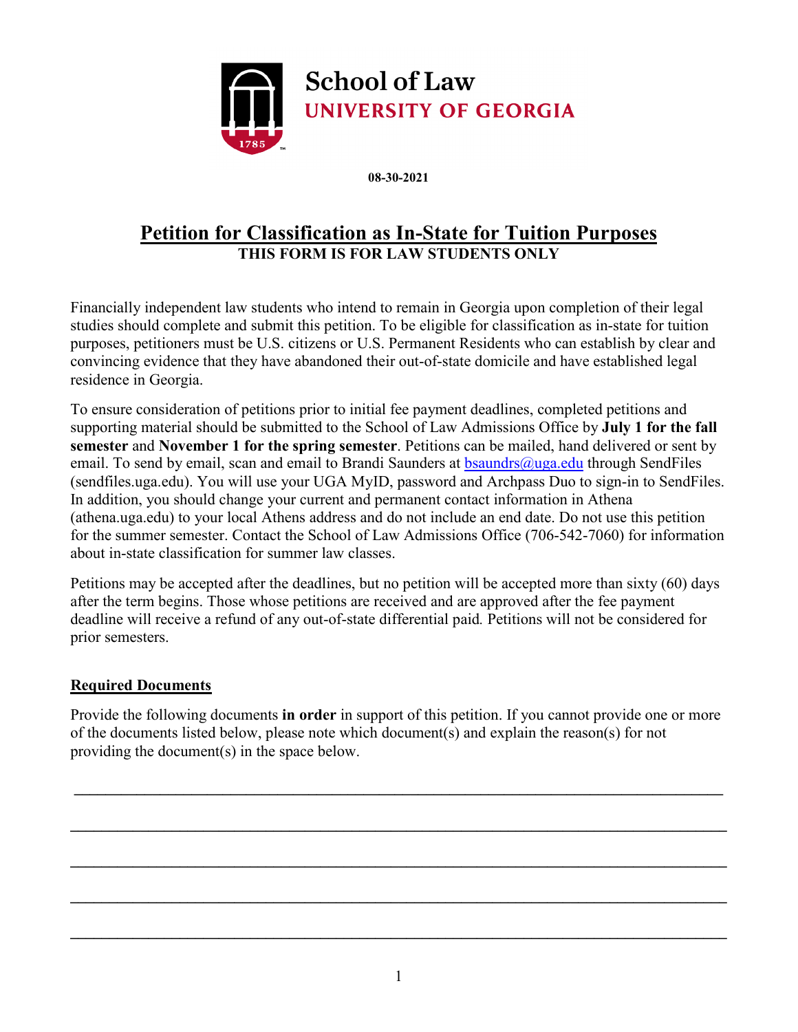**School of Law**
**UNIVERSITY OF GEORGIA**

**08-30-2021**

# Petition for Classification as In-State for Tuition Purposes

**THIS FORM IS FOR LAW STUDENTS ONLY**

Financially independent law students who intend to remain in Georgia upon completion of their legal studies should complete and submit this petition. To be eligible for classification as in-state for tuition purposes, petitioners must be U.S. citizens or U.S. Permanent Residents who can establish by clear and convincing evidence that they have abandoned their out-of-state domicile and have established legal residence in Georgia.

To ensure consideration of petitions prior to initial fee payment deadlines, completed petitions and supporting material should be submitted to the School of Law Admissions Office by **July 1 for the fall semester** and **November 1 for the spring semester**. Petitions can be mailed, hand delivered or sent by email. To send by email, scan and email to Brandi Saunders at bsaundrs@uga.edu through SendFiles (sendfiles.uga.edu). You will use your UGA MyID, password and Archpass Duo to sign-in to SendFiles. In addition, you should change your current and permanent contact information in Athena (athena.uga.edu) to your local Athens address and do not include an end date. Do not use this petition for the summer semester. Contact the School of Law Admissions Office (706-542-7060) for information about in-state classification for summer law classes.

Petitions may be accepted after the deadlines, but no petition will be accepted more than sixty (60) days after the term begins. Those whose petitions are received and are approved after the fee payment deadline will receive a refund of any out-of-state differential paid. Petitions will not be considered for prior semesters.

## Required Documents

Provide the following documents **in order** in support of this petition. If you cannot provide one or more of the documents listed below, please note which document(s) and explain the reason(s) for not providing the document(s) in the space below.

\_\_\_\_\_\_\_\_\_\_\_\_\_\_\_\_\_\_\_\_\_\_\_\_\_\_\_\_\_\_\_\_\_\_\_\_\_\_\_\_\_\_\_\_\_\_\_\_\_\_\_\_\_\_\_\_\_\_\_\_\_\_\_\_\_\_\_\_\_\_\_\_\_\_\_\_

\_\_\_\_\_\_\_\_\_\_\_\_\_\_\_\_\_\_\_\_\_\_\_\_\_\_\_\_\_\_\_\_\_\_\_\_\_\_\_\_\_\_\_\_\_\_\_\_\_\_\_\_\_\_\_\_\_\_\_\_\_\_\_\_\_\_\_\_\_\_\_\_\_\_\_\_

\_\_\_\_\_\_\_\_\_\_\_\_\_\_\_\_\_\_\_\_\_\_\_\_\_\_\_\_\_\_\_\_\_\_\_\_\_\_\_\_\_\_\_\_\_\_\_\_\_\_\_\_\_\_\_\_\_\_\_\_\_\_\_\_\_\_\_\_\_\_\_\_\_\_\_\_

\_\_\_\_\_\_\_\_\_\_\_\_\_\_\_\_\_\_\_\_\_\_\_\_\_\_\_\_\_\_\_\_\_\_\_\_\_\_\_\_\_\_\_\_\_\_\_\_\_\_\_\_\_\_\_\_\_\_\_\_\_\_\_\_\_\_\_\_\_\_\_\_\_\_\_\_

\_\_\_\_\_\_\_\_\_\_\_\_\_\_\_\_\_\_\_\_\_\_\_\_\_\_\_\_\_\_\_\_\_\_\_\_\_\_\_\_\_\_\_\_\_\_\_\_\_\_\_\_\_\_\_\_\_\_\_\_\_\_\_\_\_\_\_\_\_\_\_\_\_\_\_\_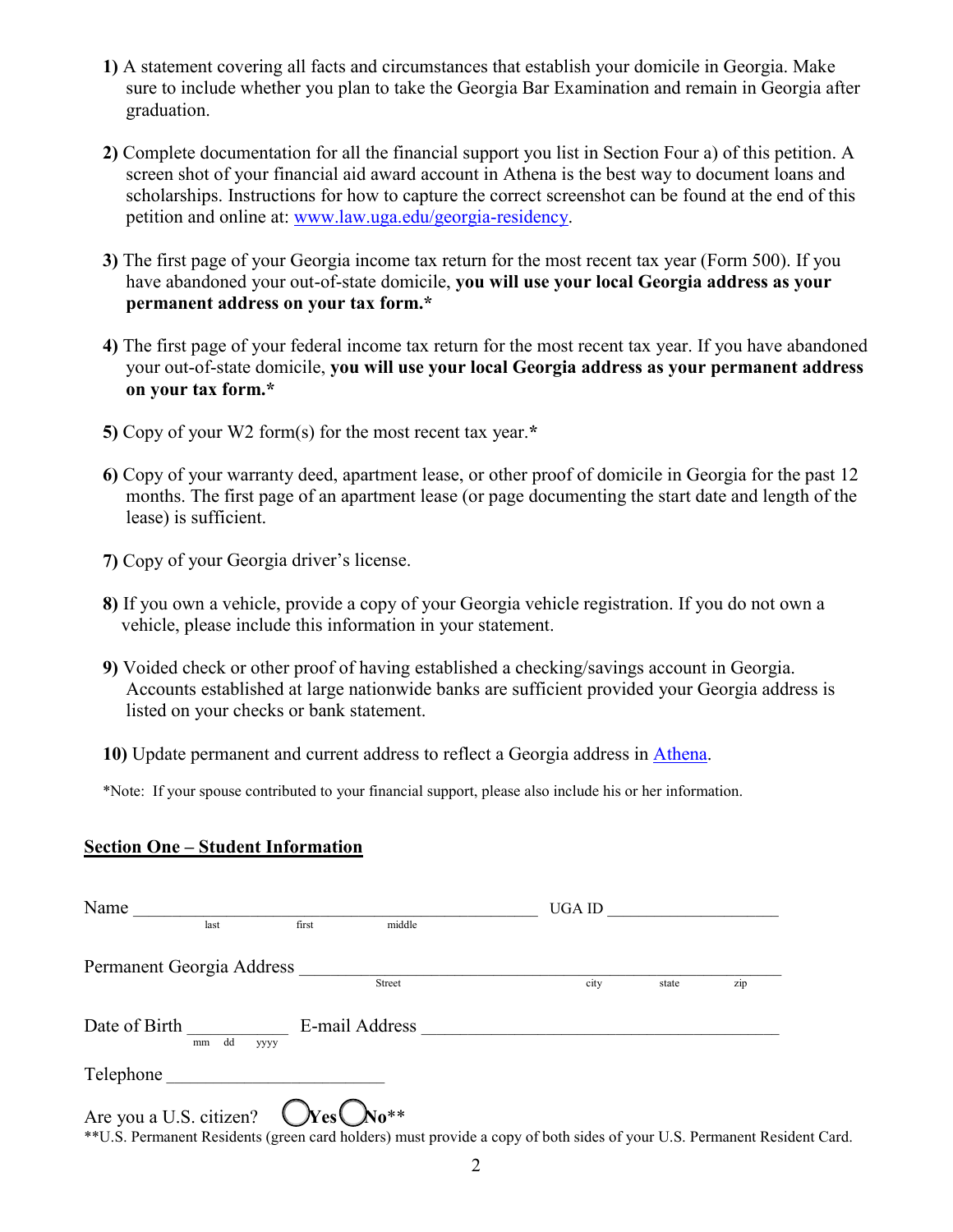**1)** A statement covering all facts and circumstances that establish your domicile in Georgia. Make sure to include whether you plan to take the Georgia Bar Examination and remain in Georgia after graduation.

**2)** Complete documentation for all the financial support you list in Section Four a) of this petition. A screen shot of your financial aid award account in Athena is the best way to document loans and scholarships. Instructions for how to capture the correct screenshot can be found at the end of this petition and online at: [www.law.uga.edu/georgia-residency](www.law.uga.edu/georgia-residency).

**3)** The first page of your Georgia income tax return for the most recent tax year (Form 500). If you have abandoned your out-of-state domicile, **you will use your local Georgia address as your permanent address on your tax form.***

**4)** The first page of your federal income tax return for the most recent tax year. If you have abandoned your out-of-state domicile, **you will use your local Georgia address as your permanent address on your tax form.***

**5)** Copy of your W2 form(s) for the most recent tax year.*

**6)** Copy of your warranty deed, apartment lease, or other proof of domicile in Georgia for the past 12 months. The first page of an apartment lease (or page documenting the start date and length of the lease) is sufficient.

**7)** Copy of your Georgia driver's license.

**8)** If you own a vehicle, provide a copy of your Georgia vehicle registration. If you do not own a vehicle, please include this information in your statement.

**9)** Voided check or other proof of having established a checking/savings account in Georgia. Accounts established at large nationwide banks are sufficient provided your Georgia address is listed on your checks or bank statement.

**10)** Update permanent and current address to reflect a Georgia address in [Athena](Athena).

*Note: If your spouse contributed to your financial support, please also include his or her information.

## Section One – Student Information

Name ____________________________________________ UGA ID ____________________
last first middle

Permanent Georgia Address ________________________________________________________
Street city state zip

Date of Birth ___________ E-mail Address ________________________________________
mm dd yyyy

Telephone ________________________

Are you a U.S. citizen? ◯ Yes ◯ No**

**U.S. Permanent Residents (green card holders) must provide a copy of both sides of your U.S. Permanent Resident Card.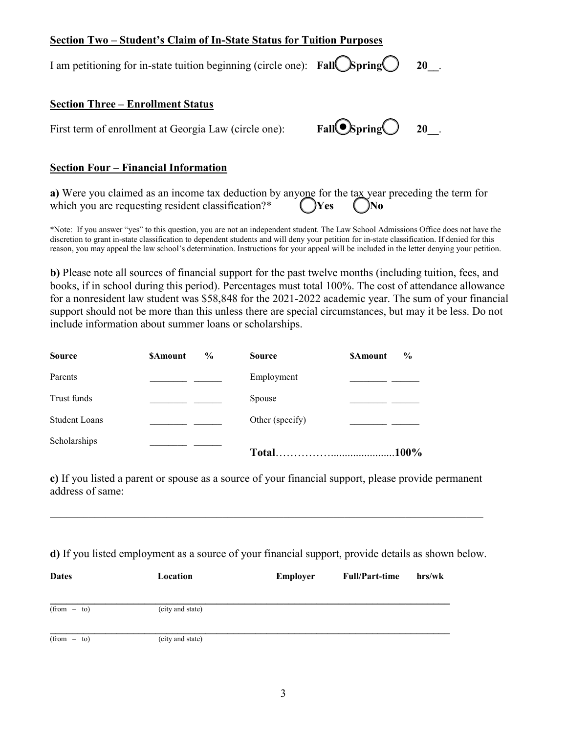**Section Two – Student's Claim of In-State Status for Tuition Purposes**

I am petitioning for in-state tuition beginning (circle one): **Fall** ◯ **Spring** ◯ **20__**.

**Section Three – Enrollment Status**

First term of enrollment at Georgia Law (circle one): **Fall** ◉ **Spring** ◯ **20__**.

**Section Four – Financial Information**

**a)** Were you claimed as an income tax deduction by anyone for the tax year preceding the term for which you are requesting resident classification?* ◯ **Yes** ◯ **No**

*Note: If you answer "yes" to this question, you are not an independent student. The Law School Admissions Office does not have the discretion to grant in-state classification to dependent students and will deny your petition for in-state classification. If denied for this reason, you may appeal the law school's determination. Instructions for your appeal will be included in the letter denying your petition.

**b)** Please note all sources of financial support for the past twelve months (including tuition, fees, and books, if in school during this period). Percentages must total 100%. The cost of attendance allowance for a nonresident law student was $58,848 for the 2021-2022 academic year. The sum of your financial support should not be more than this unless there are special circumstances, but may it be less. Do not include information about summer loans or scholarships.

| Source | $Amount | % | Source | $Amount | % |
|---|---|---|---|---|---|
| Parents | ________ | ______ | Employment | ________ | ______ |
| Trust funds | ________ | ______ | Spouse | ________ | ______ |
| Student Loans | ________ | ______ | Other (specify) | ________ | ______ |
| Scholarships | ________ | ______ | **Total** | | **100%** |

**c)** If you listed a parent or spouse as a source of your financial support, please provide permanent address of same:

\_\_\_\_\_\_\_\_\_\_\_\_\_\_\_\_\_\_\_\_\_\_\_\_\_\_\_\_\_\_\_\_\_\_\_\_\_\_\_\_\_\_\_\_\_\_\_\_\_\_\_\_\_\_\_\_\_\_\_\_\_\_\_\_\_\_\_\_\_\_\_\_\_\_\_\_

**d)** If you listed employment as a source of your financial support, provide details as shown below.

| Dates | Location | Employer | Full/Part-time | hrs/wk |
|---|---|---|---|---|
| (from – to) | (city and state) | | | |
| (from – to) | (city and state) | | | |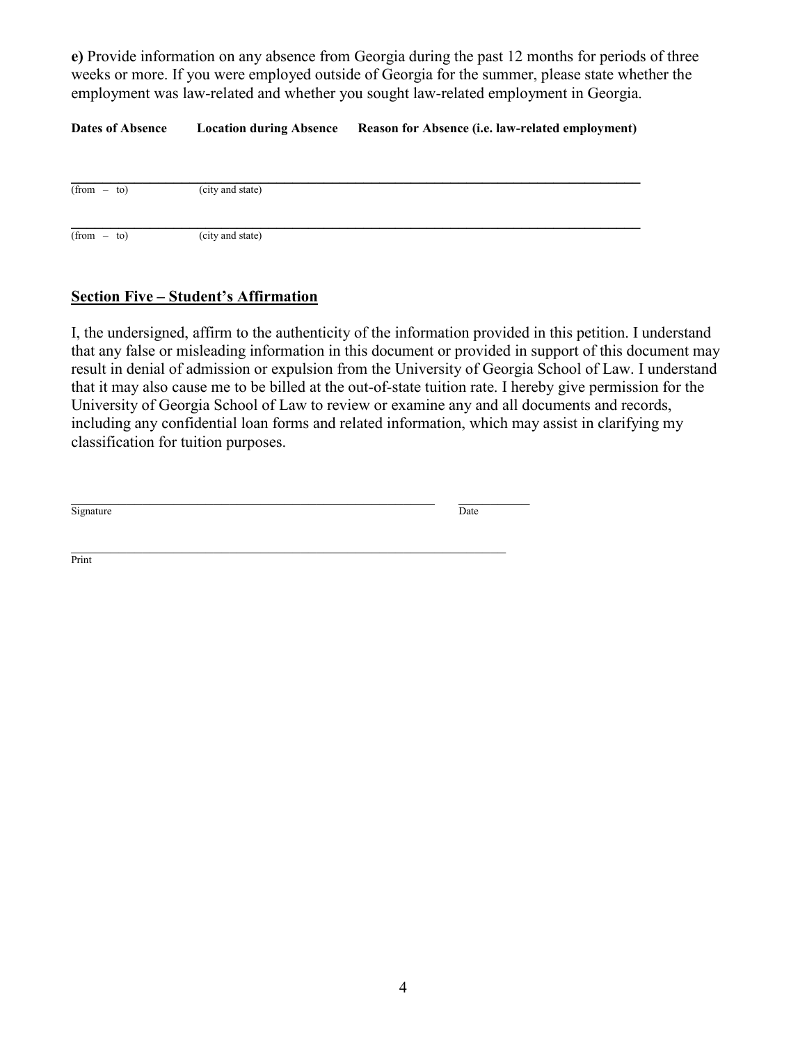**e)** Provide information on any absence from Georgia during the past 12 months for periods of three weeks or more. If you were employed outside of Georgia for the summer, please state whether the employment was law-related and whether you sought law-related employment in Georgia.

| Dates of Absence | Location during Absence | Reason for Absence (i.e. law-related employment) |
|---|---|---|
| (from – to) | (city and state) | |
| (from – to) | (city and state) | |

**Section Five – Student's Affirmation**

I, the undersigned, affirm to the authenticity of the information provided in this petition. I understand that any false or misleading information in this document or provided in support of this document may result in denial of admission or expulsion from the University of Georgia School of Law. I understand that it may also cause me to be billed at the out-of-state tuition rate. I hereby give permission for the University of Georgia School of Law to review or examine any and all documents and records, including any confidential loan forms and related information, which may assist in clarifying my classification for tuition purposes.

_______________________________________________ ___________
Signature Date

_______________________________________________________
Print